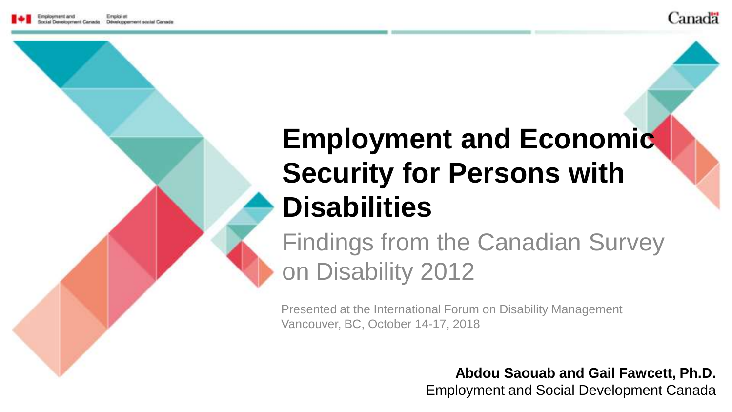# Employment and Economic Security for Persons with Disabilities

## Findings from the Canadian Survey on Disability 2012

Presented at the International Forum on Disability Management
Vancouver, BC, October 14-17, 2018

**Abdou Saouab and Gail Fawcett, Ph.D.**
Employment and Social Development Canada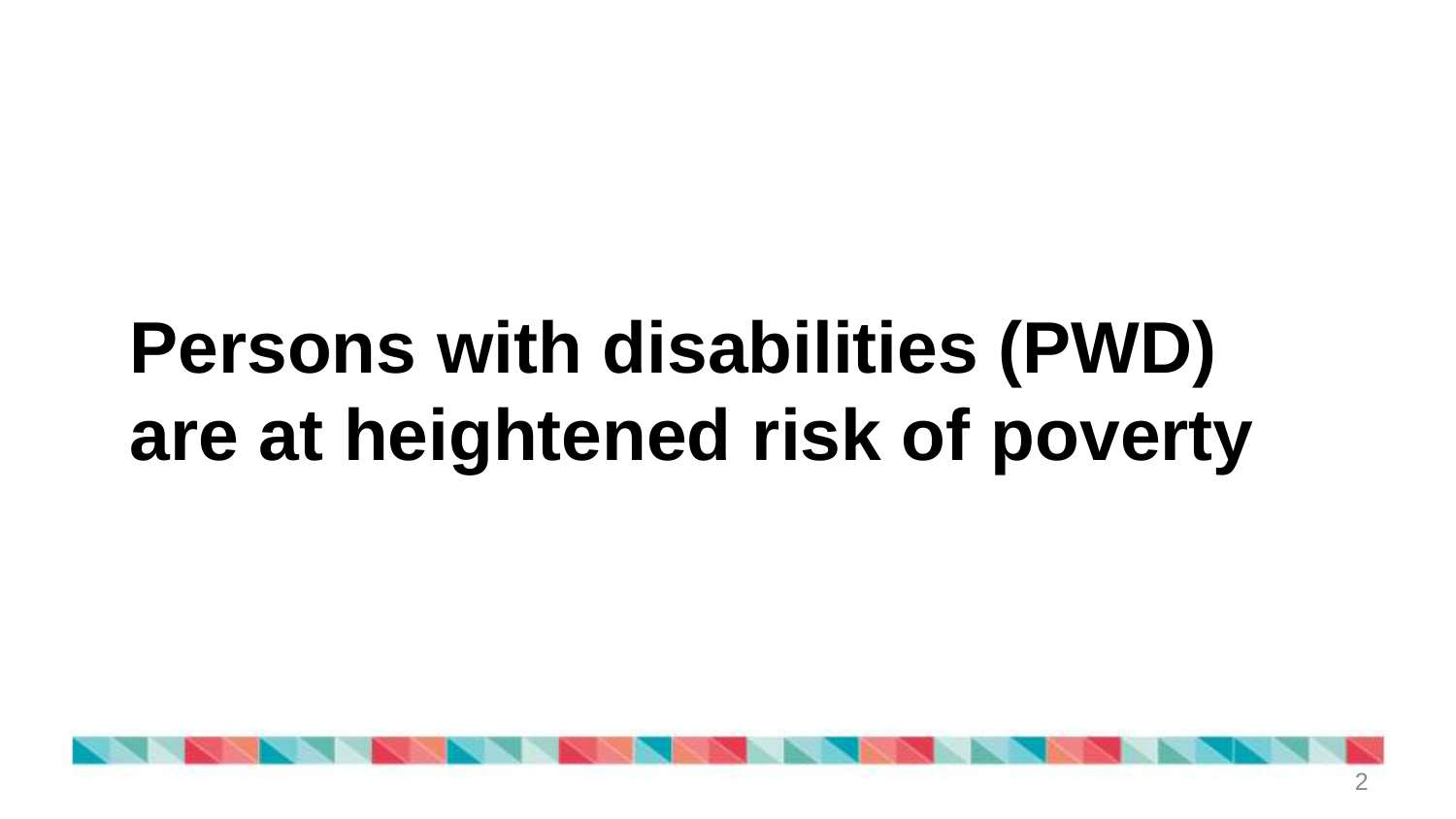# Persons with disabilities (PWD) are at heightened risk of poverty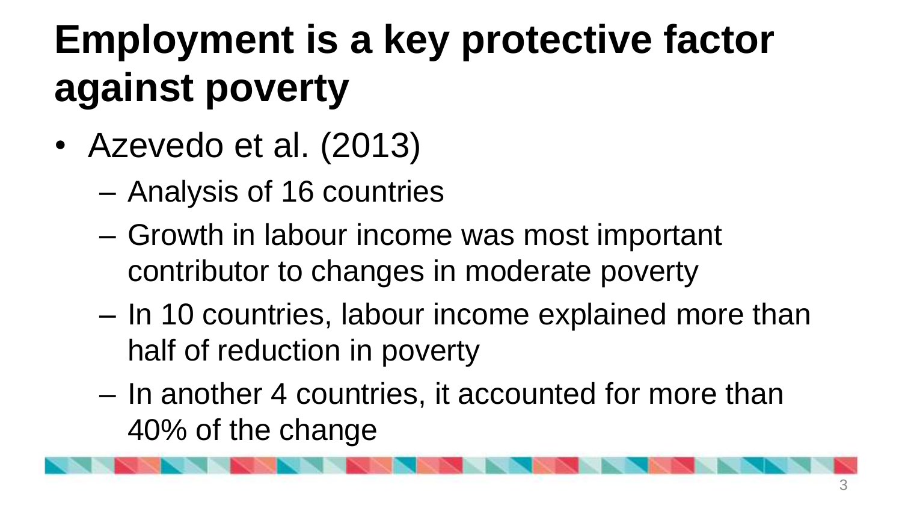# Employment is a key protective factor against poverty

- Azevedo et al. (2013)
  - Analysis of 16 countries
  - Growth in labour income was most important contributor to changes in moderate poverty
  - In 10 countries, labour income explained more than half of reduction in poverty
  - In another 4 countries, it accounted for more than 40% of the change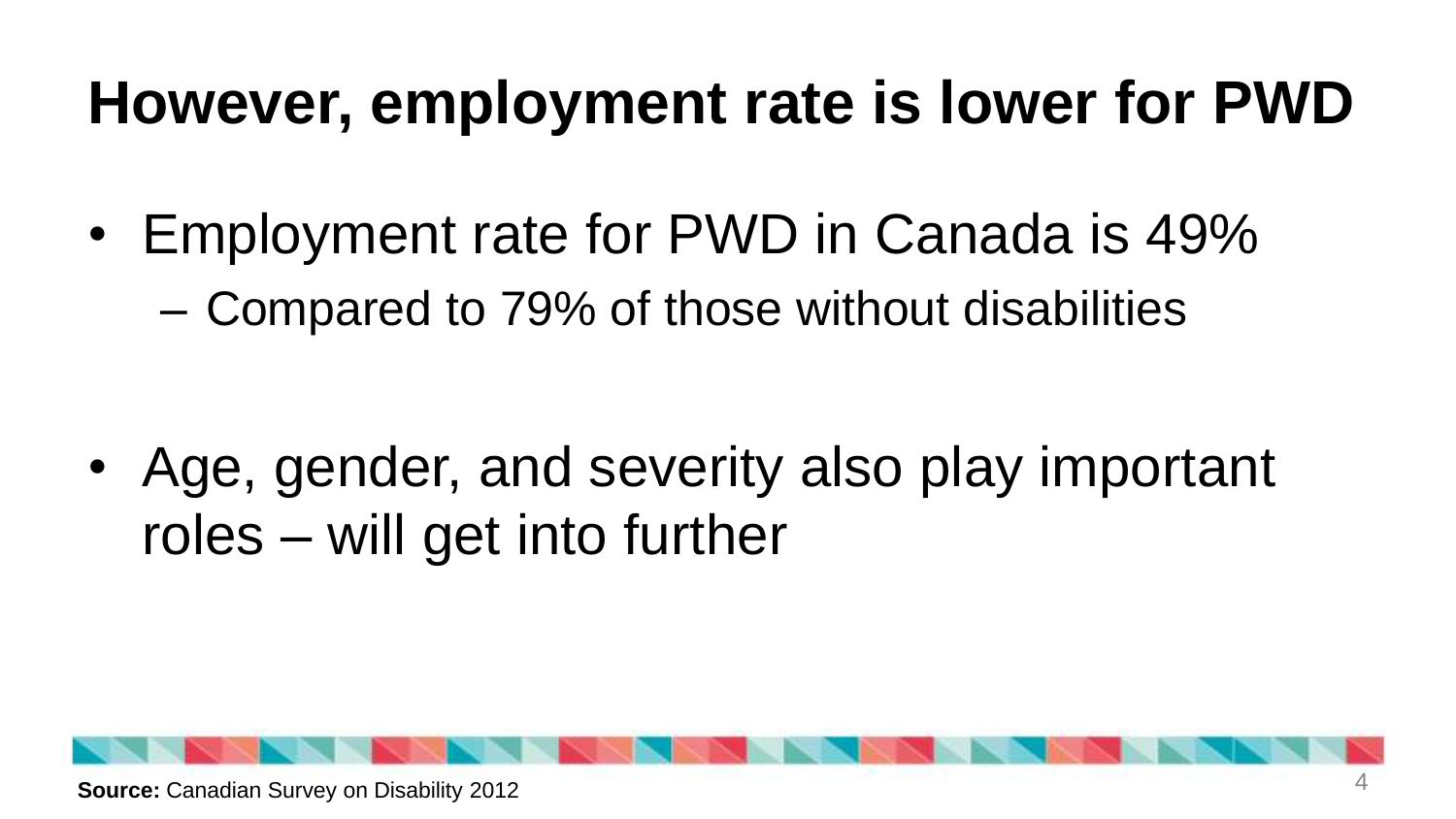# However, employment rate is lower for PWD

- Employment rate for PWD in Canada is 49%
  - Compared to 79% of those without disabilities

- Age, gender, and severity also play important roles – will get into further

**Source:** Canadian Survey on Disability 2012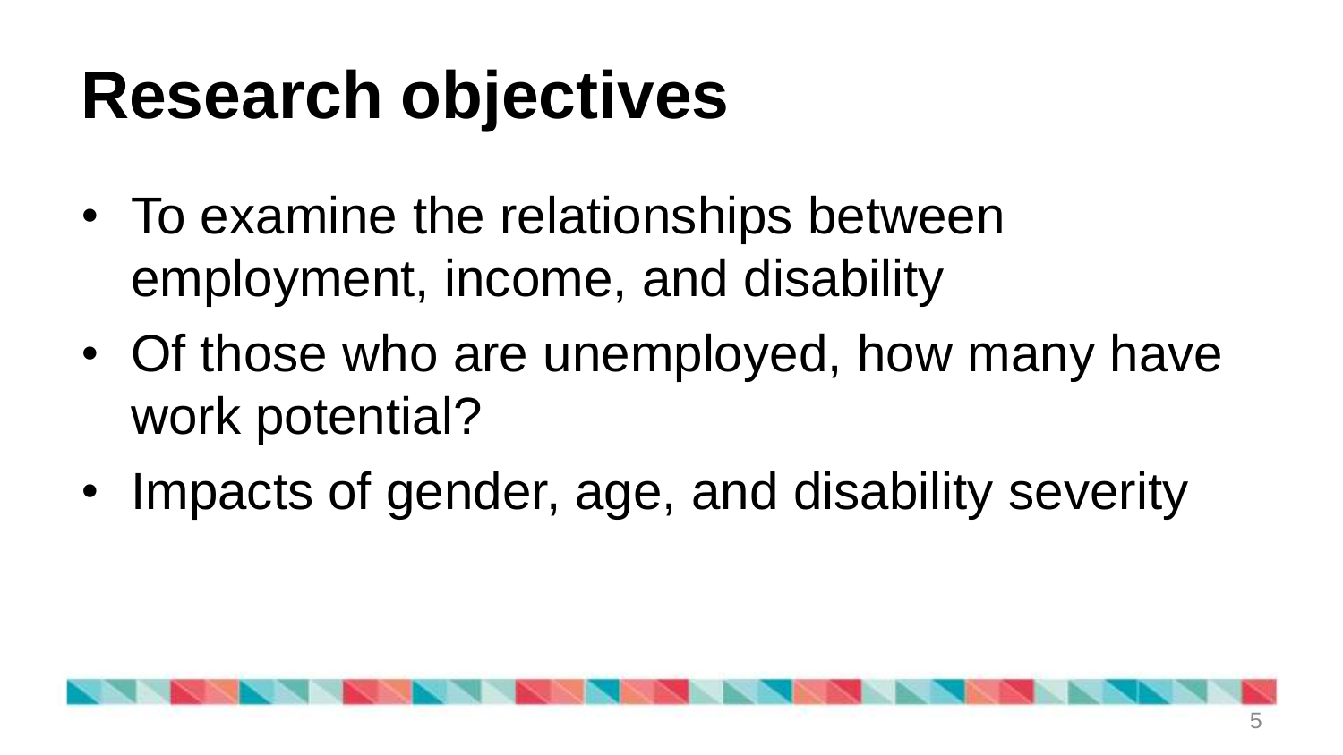# Research objectives

- To examine the relationships between employment, income, and disability
- Of those who are unemployed, how many have work potential?
- Impacts of gender, age, and disability severity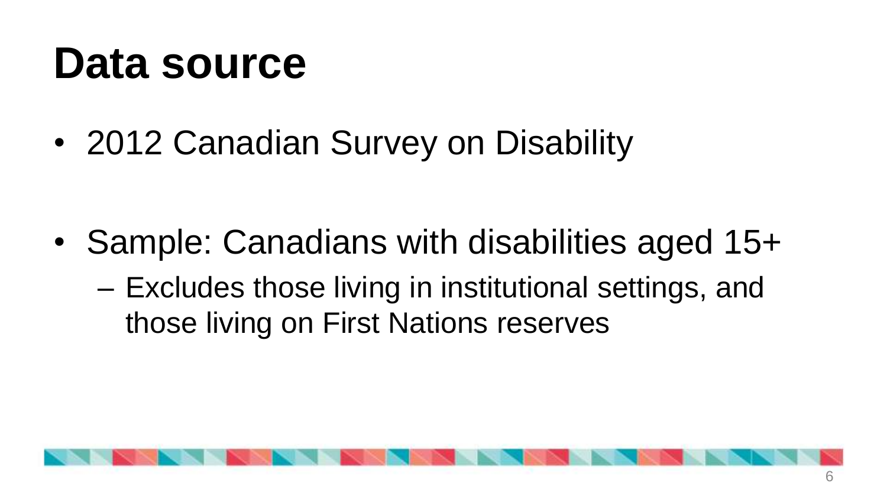# Data source

- 2012 Canadian Survey on Disability

- Sample: Canadians with disabilities aged 15+
  - Excludes those living in institutional settings, and those living on First Nations reserves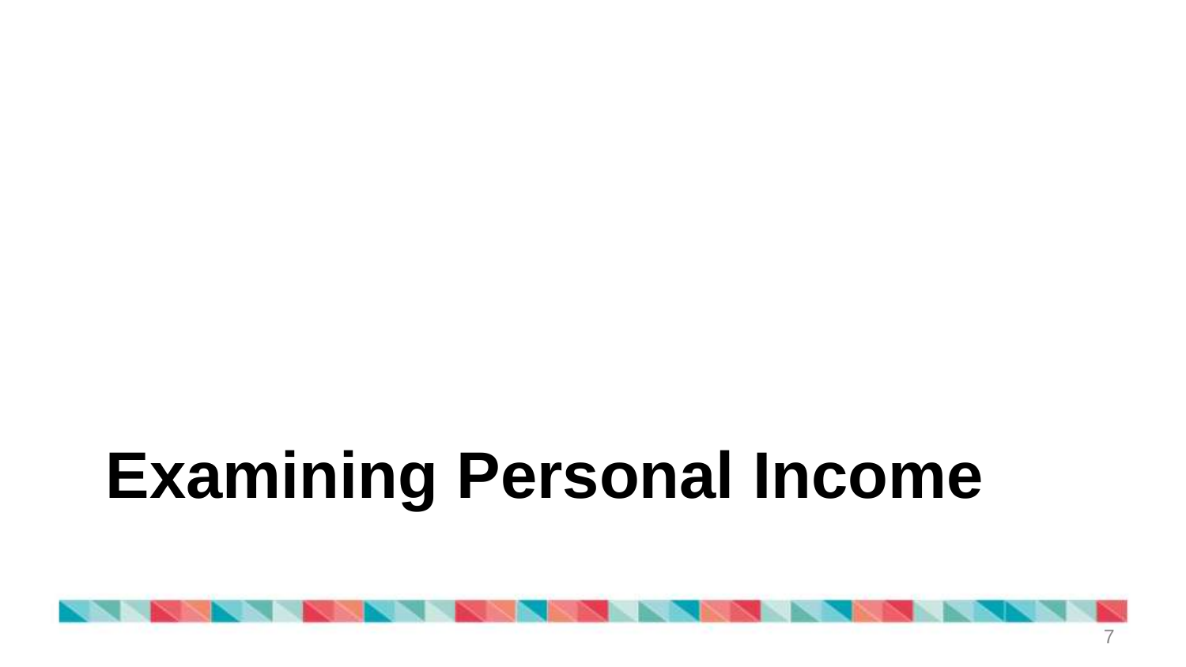# Examining Personal Income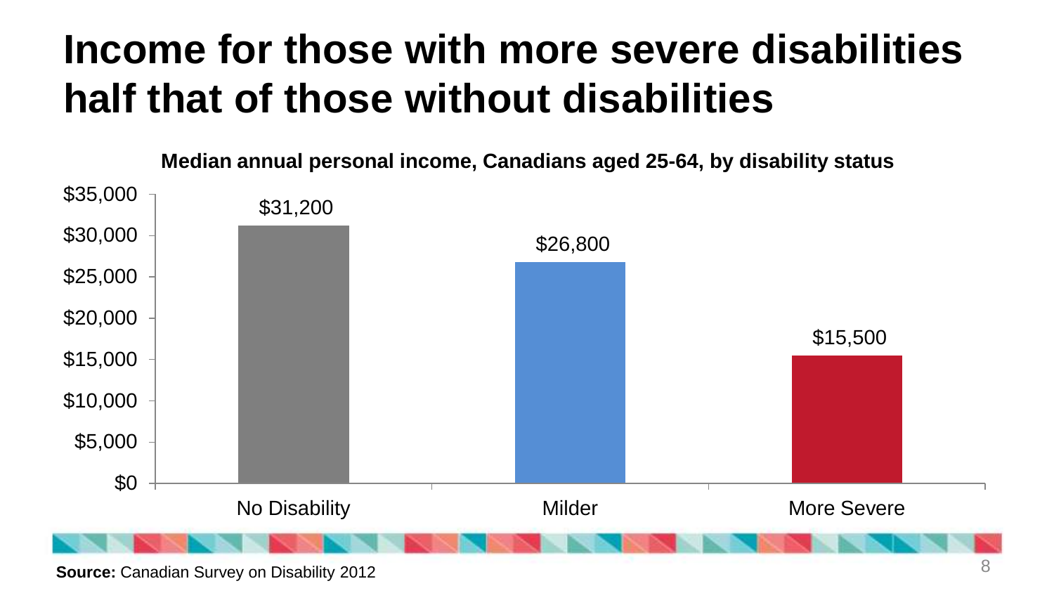# Income for those with more severe disabilities half that of those without disabilities

**Median annual personal income, Canadians aged 25-64, by disability status**

| Disability status | Median annual personal income |
|---|---|
| No Disability | $31,200 |
| Milder | $26,800 |
| More Severe | $15,500 |

**Source:** Canadian Survey on Disability 2012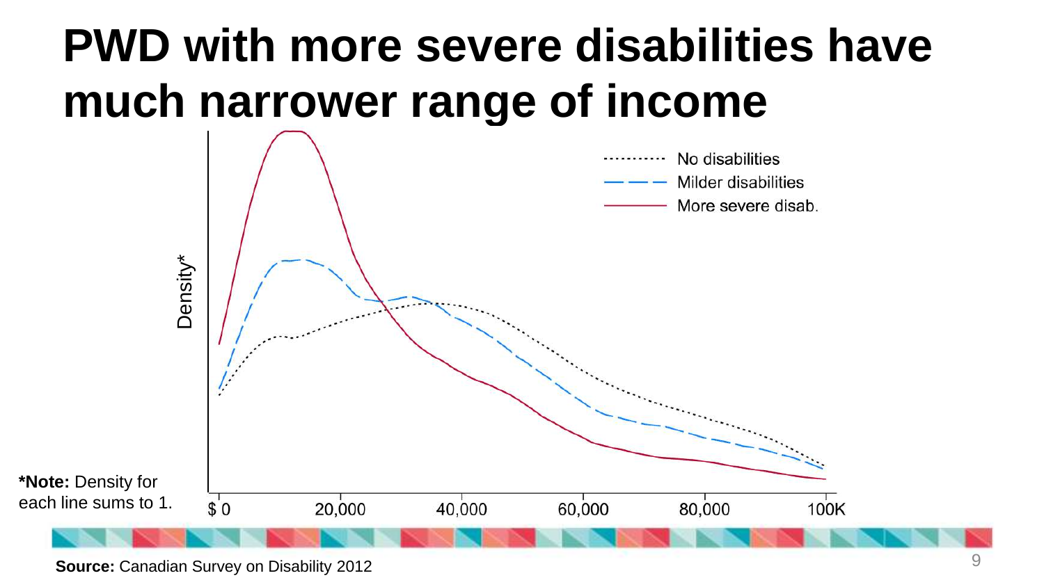# PWD with more severe disabilities have much narrower range of income

*Note: Density for each line sums to 1.

**Source:** Canadian Survey on Disability 2012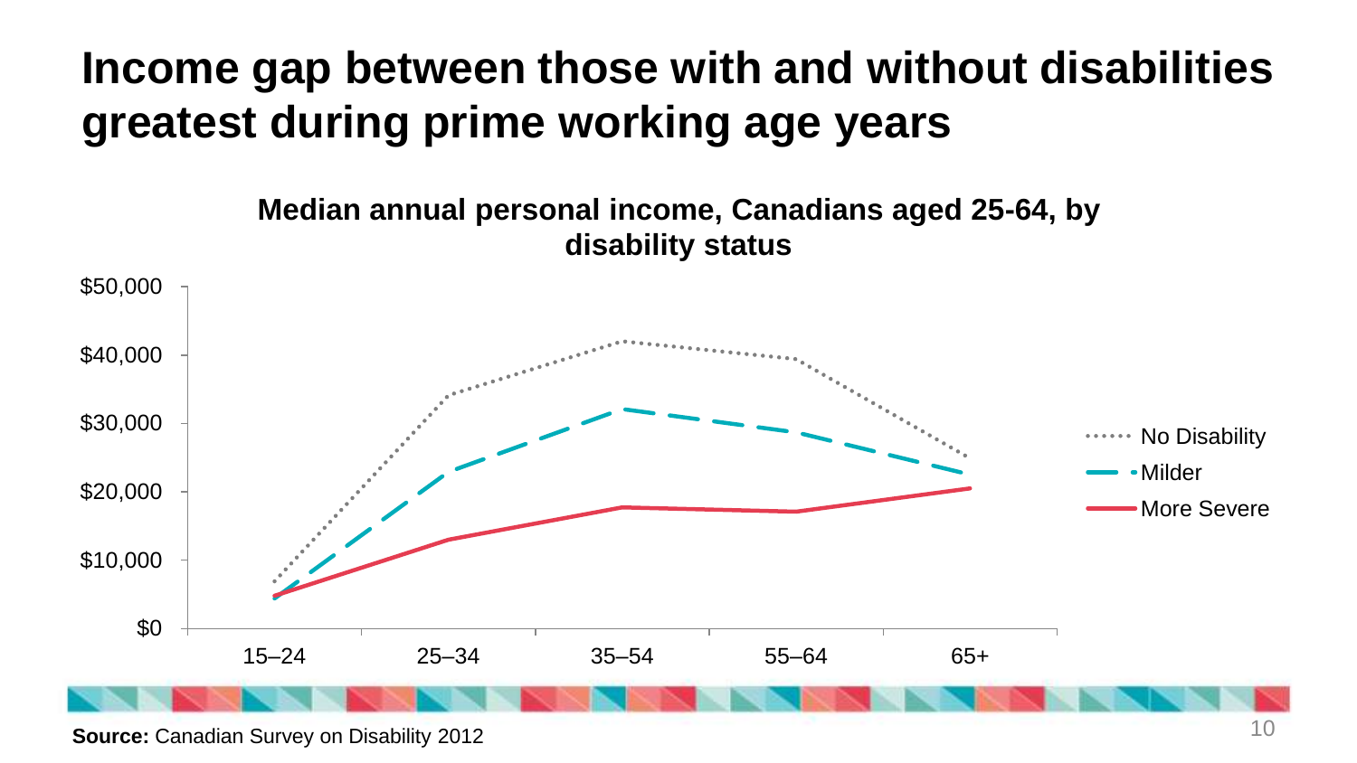# Income gap between those with and without disabilities greatest during prime working age years

**Median annual personal income, Canadians aged 25-64, by disability status**

$50,000
$40,000
$30,000
$20,000
$10,000
$0

15–24 | 25–34 | 35–54 | 55–64 | 65+

No Disability
Milder
More Severe

**Source:** Canadian Survey on Disability 2012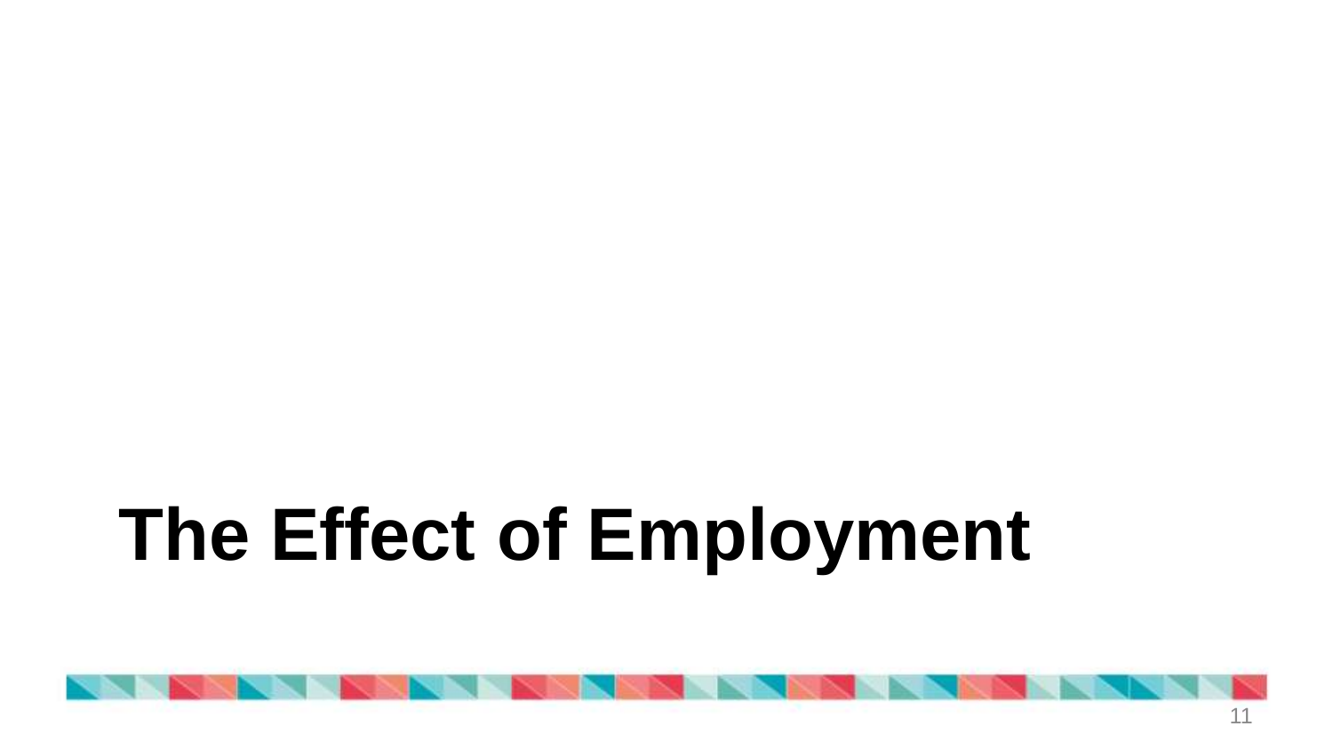# The Effect of Employment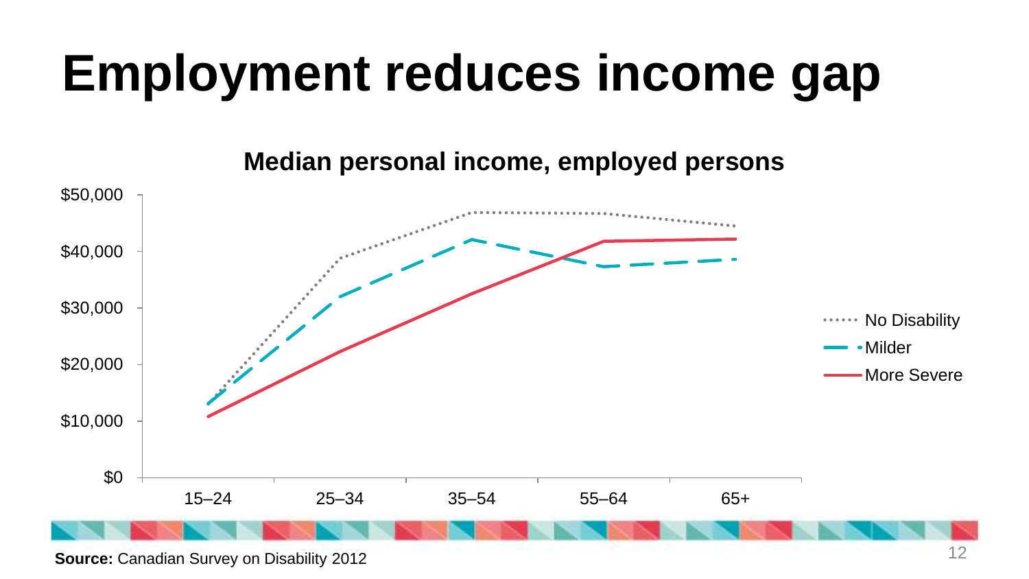# Employment reduces income gap

**Median personal income, employed persons**

**Source:** Canadian Survey on Disability 2012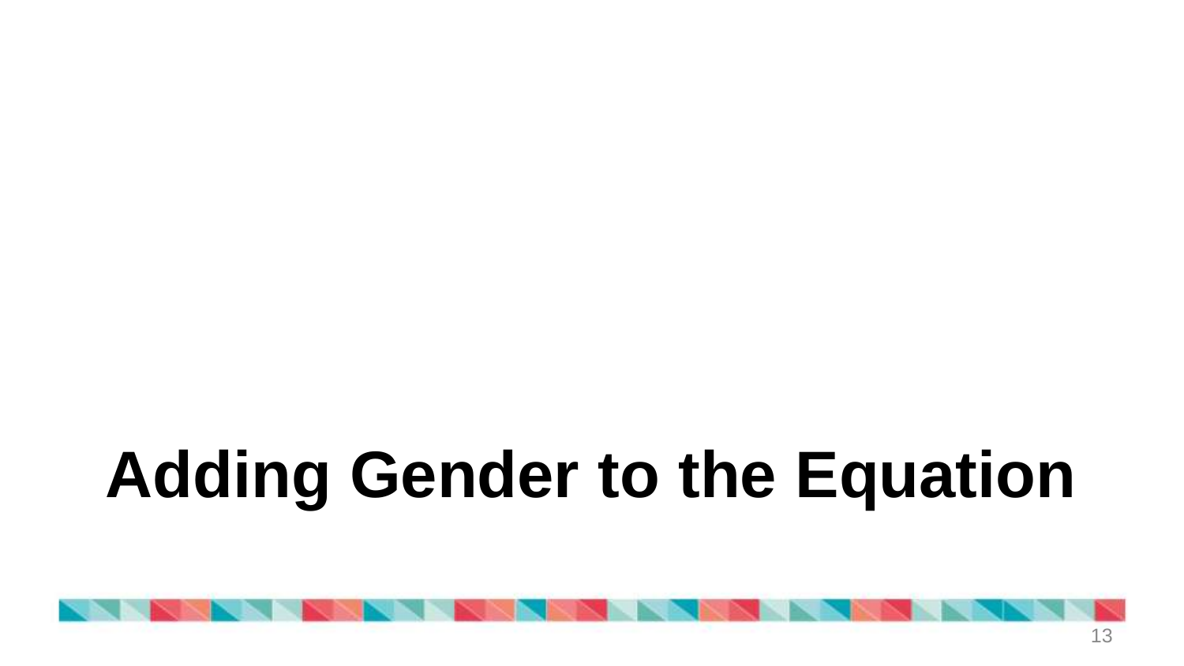# Adding Gender to the Equation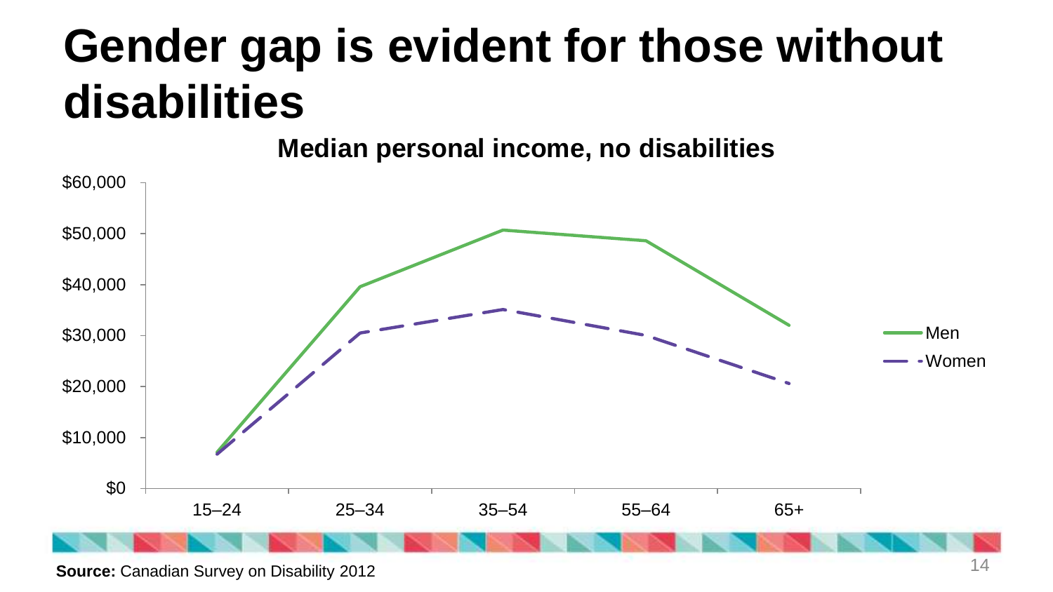# Gender gap is evident for those without disabilities

**Median personal income, no disabilities**

| Age group | Men | Women |
|---|---|---|
| 15–24 | ~$7,000 | ~$6,700 |
| 25–34 | ~$39,600 | ~$30,500 |
| 35–54 | ~$50,700 | ~$35,100 |
| 55–64 | ~$48,600 | ~$30,000 |
| 65+ | ~$32,000 | ~$20,500 |

*Values are approximate, estimated from the chart.*

**Source:** Canadian Survey on Disability 2012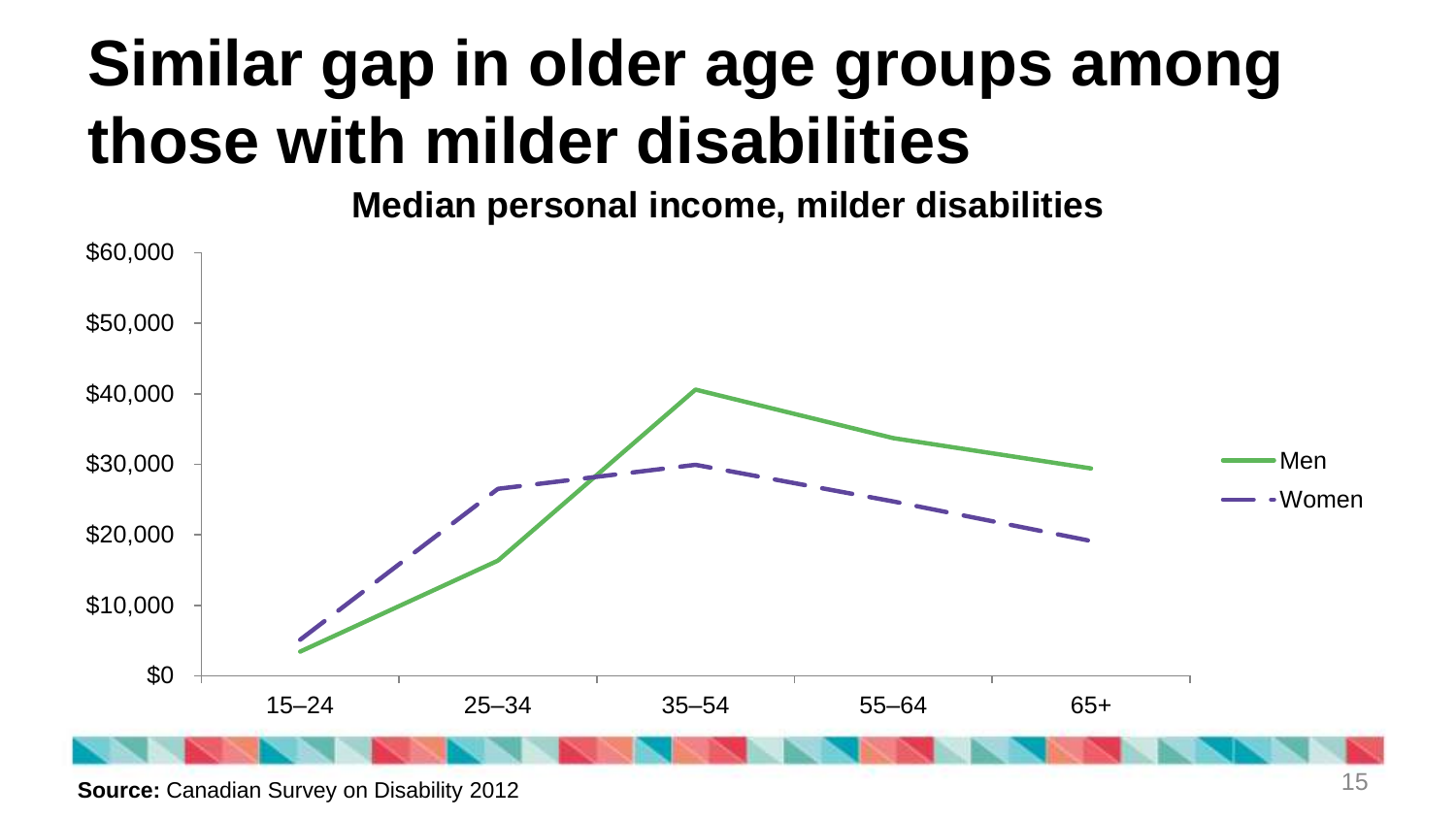# Similar gap in older age groups among those with milder disabilities

**Median personal income, milder disabilities**

$60,000
$50,000
$40,000
$30,000
$20,000
$10,000
$0

15–24 | 25–34 | 35–54 | 55–64 | 65+

Men
Women

**Source:** Canadian Survey on Disability 2012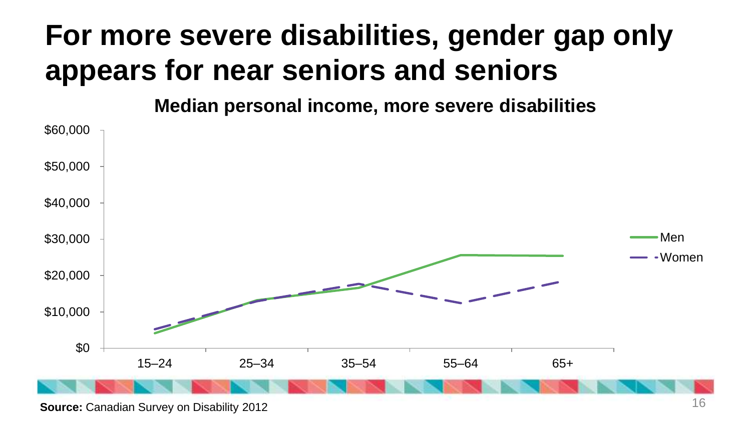# For more severe disabilities, gender gap only appears for near seniors and seniors

**Median personal income, more severe disabilities**

$60,000
$50,000
$40,000
$30,000
$20,000
$10,000
$0

15–24 25–34 35–54 55–64 65+

Men
Women

**Source:** Canadian Survey on Disability 2012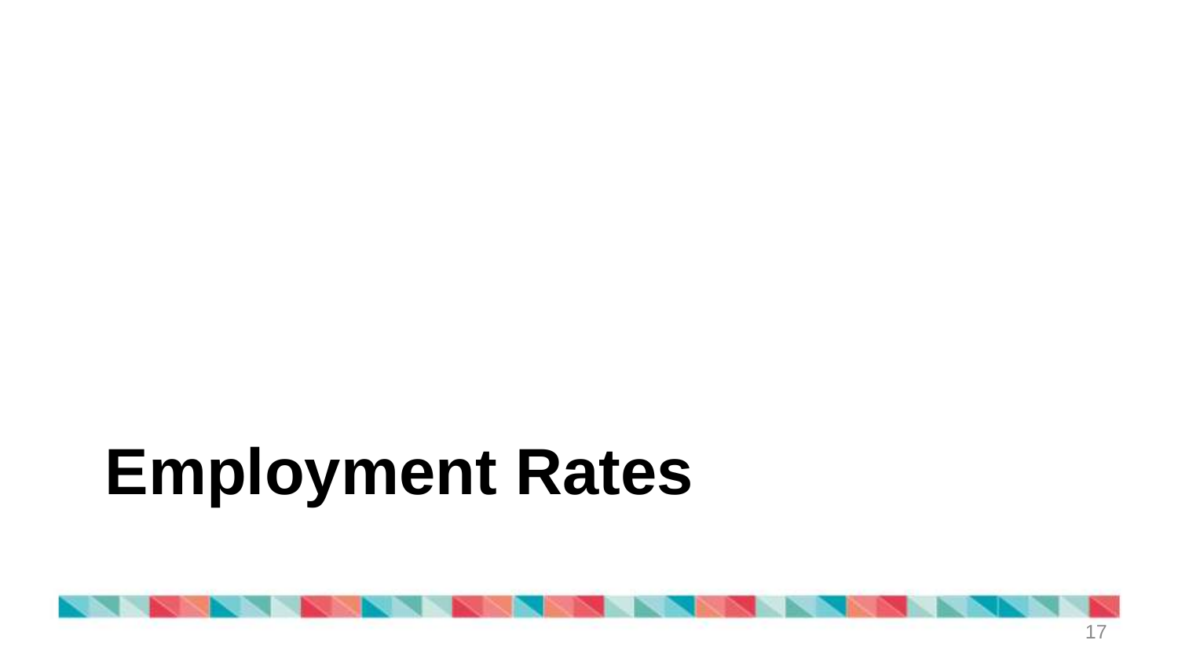# Employment Rates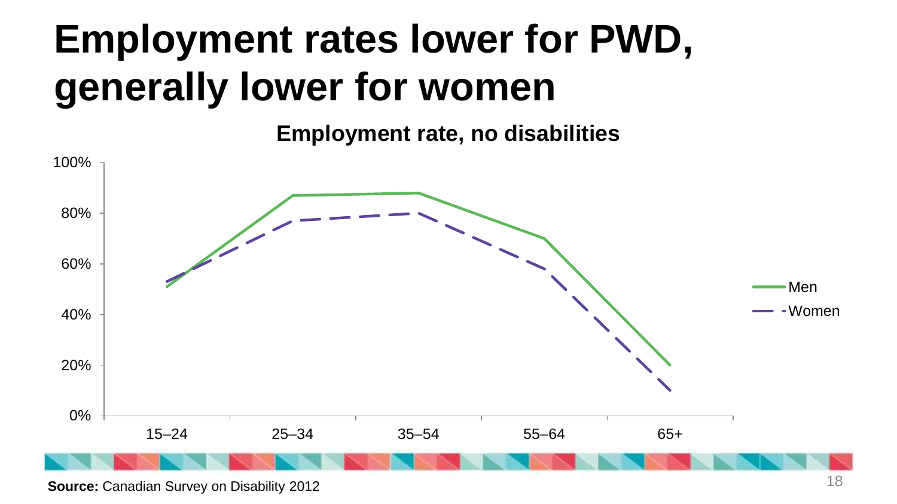# Employment rates lower for PWD, generally lower for women

**Employment rate, no disabilities**

100%
80%
60%
40%
20%
0%

15–24 25–34 35–54 55–64 65+

Men
Women

**Source:** Canadian Survey on Disability 2012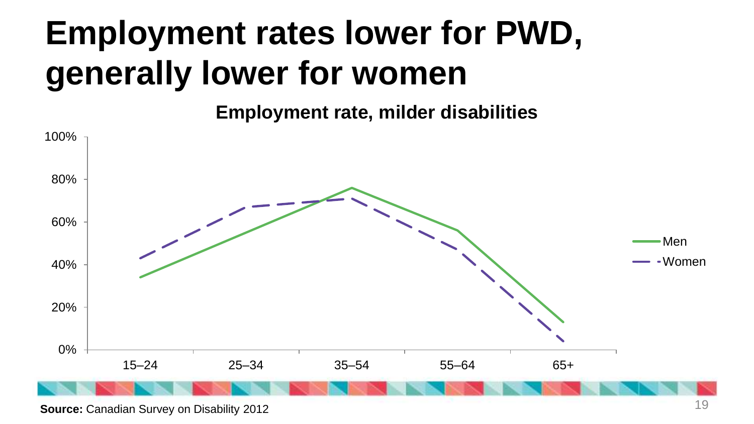# Employment rates lower for PWD, generally lower for women

**Employment rate, milder disabilities**

**Source:** Canadian Survey on Disability 2012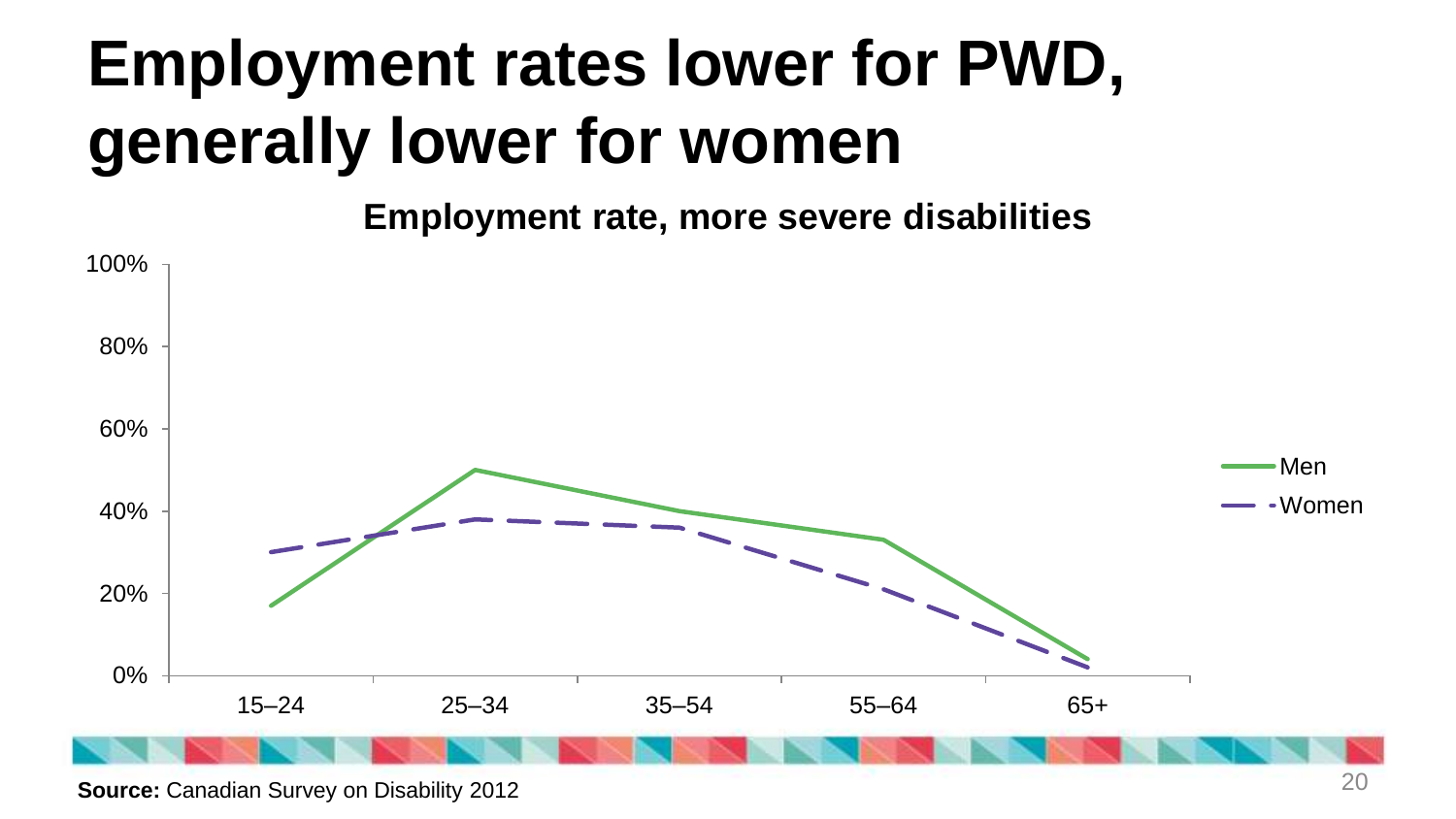# Employment rates lower for PWD, generally lower for women

**Employment rate, more severe disabilities**

**Source:** Canadian Survey on Disability 2012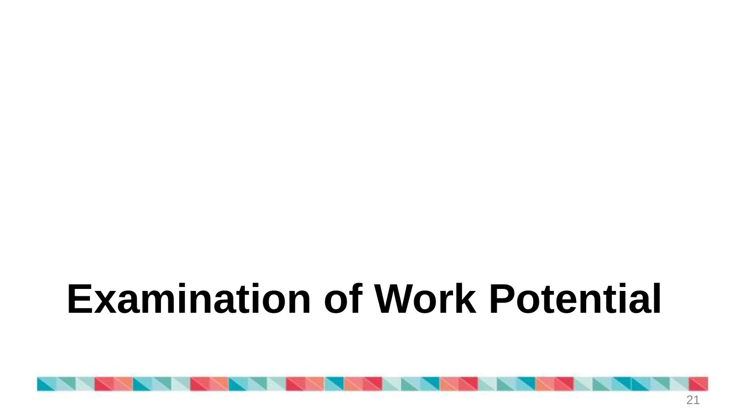# Examination of Work Potential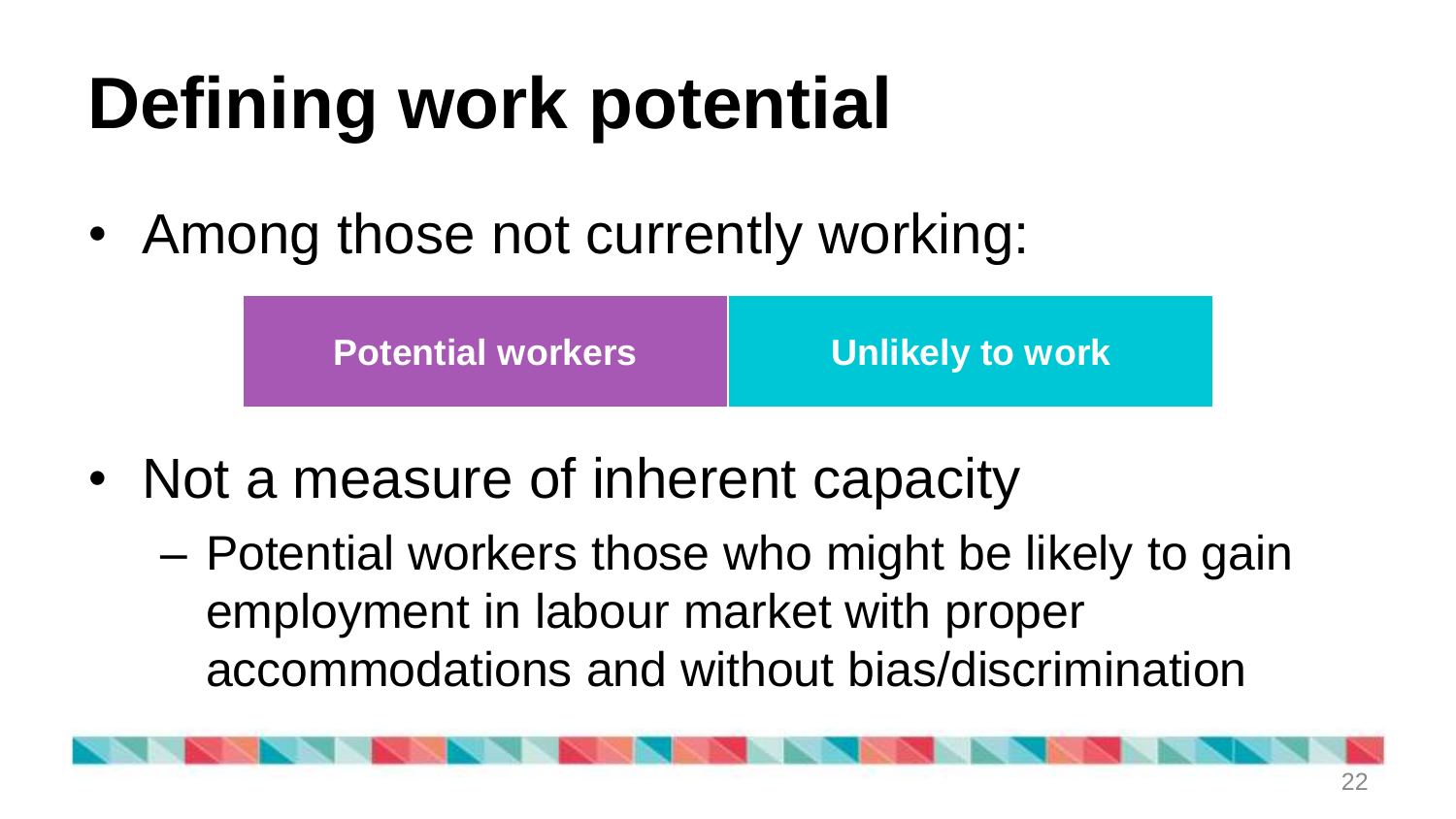# Defining work potential

- Among those not currently working:

| Potential workers | Unlikely to work |
|---|---|

- Not a measure of inherent capacity
  – Potential workers those who might be likely to gain employment in labour market with proper accommodations and without bias/discrimination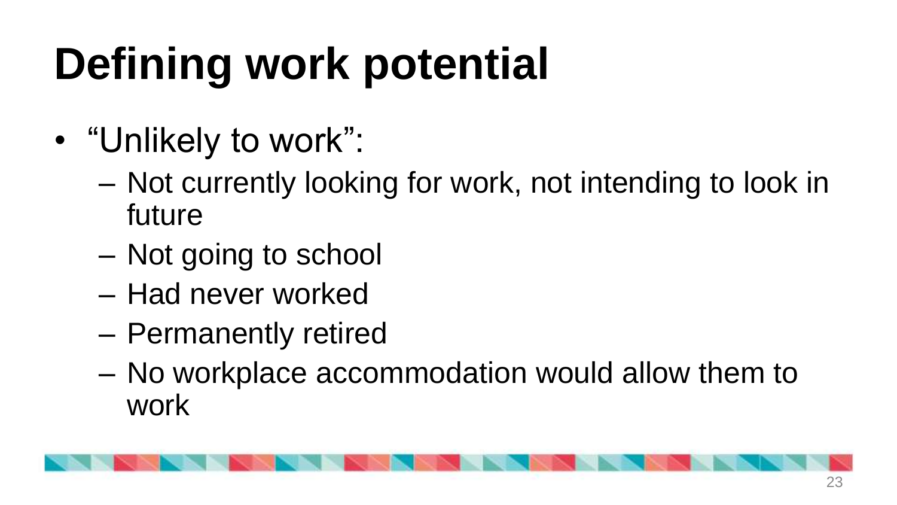# Defining work potential

- "Unlikely to work":
  - Not currently looking for work, not intending to look in future
  - Not going to school
  - Had never worked
  - Permanently retired
  - No workplace accommodation would allow them to work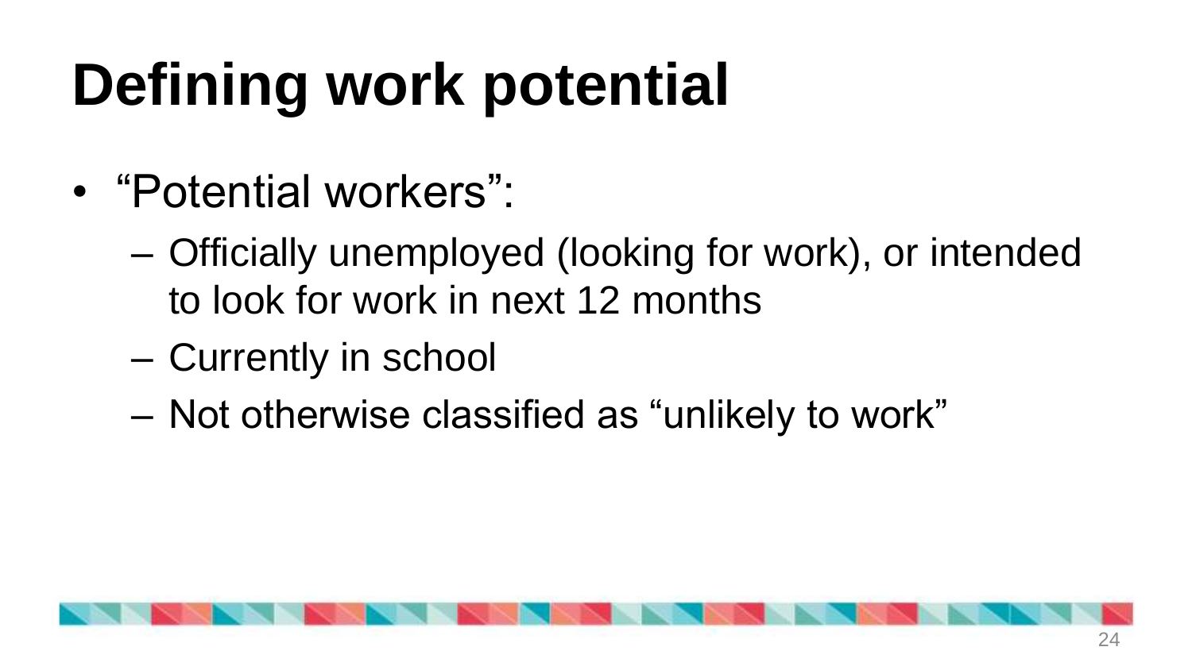# Defining work potential

- "Potential workers":
  - Officially unemployed (looking for work), or intended to look for work in next 12 months
  - Currently in school
  - Not otherwise classified as "unlikely to work"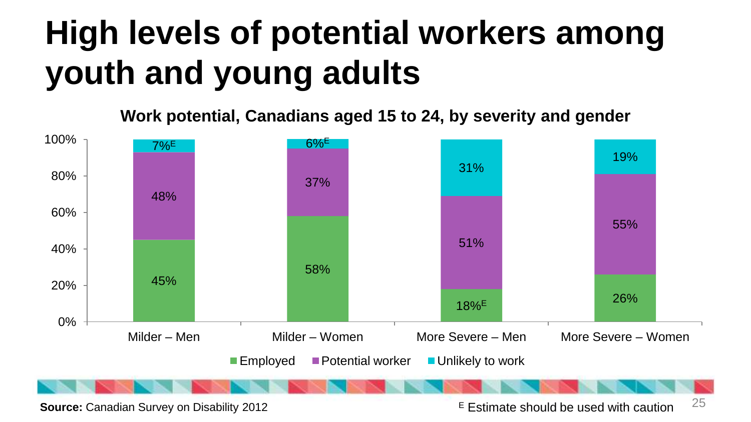# High levels of potential workers among youth and young adults

**Work potential, Canadians aged 15 to 24, by severity and gender**

| | Employed | Potential worker | Unlikely to work |
|---|---|---|---|
| Milder – Men | 45% | 48% | 7%[E] |
| Milder – Women | 58% | 37% | 6%[E] |
| More Severe – Men | 18%[E] | 51% | 31% |
| More Severe – Women | 26% | 55% | 19% |

**Source:** Canadian Survey on Disability 2012

[E] Estimate should be used with caution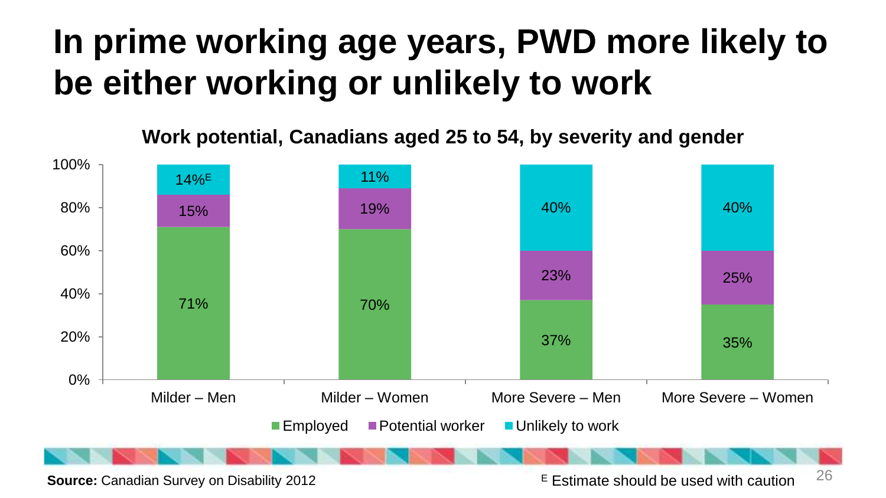# In prime working age years, PWD more likely to be either working or unlikely to work

**Work potential, Canadians aged 25 to 54, by severity and gender**

| | Employed | Potential worker | Unlikely to work |
|---|---|---|---|
| Milder – Men | 71% | 15% | 14%[E] |
| Milder – Women | 70% | 19% | 11% |
| More Severe – Men | 37% | 23% | 40% |
| More Severe – Women | 35% | 25% | 40% |

**Source:** Canadian Survey on Disability 2012

[E] Estimate should be used with caution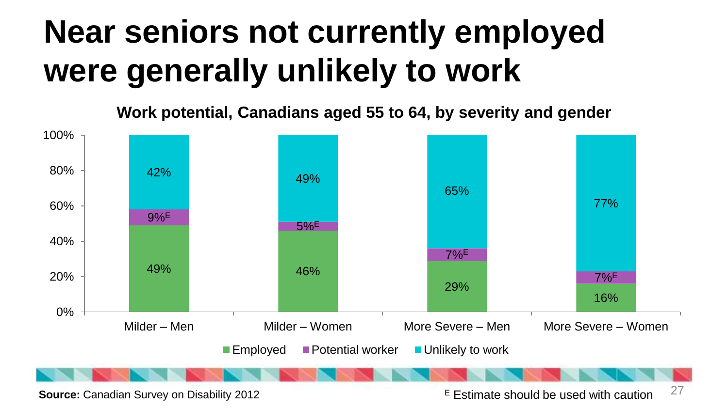# Near seniors not currently employed were generally unlikely to work

**Work potential, Canadians aged 55 to 64, by severity and gender**

| | Employed | Potential worker | Unlikely to work |
|---|---|---|---|
| Milder – Men | 49% | 9%[E] | 42% |
| Milder – Women | 46% | 5%[E] | 49% |
| More Severe – Men | 29% | 7%[E] | 65% |
| More Severe – Women | 16% | 7%[E] | 77% |

**Source:** Canadian Survey on Disability 2012

[E] Estimate should be used with caution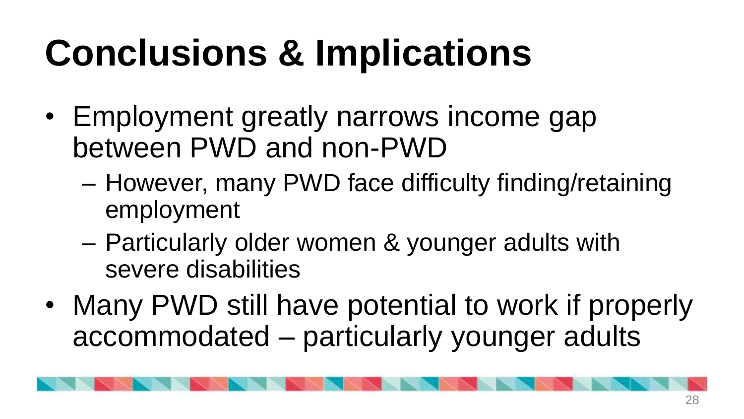# Conclusions & Implications

- Employment greatly narrows income gap between PWD and non-PWD
  - However, many PWD face difficulty finding/retaining employment
  - Particularly older women & younger adults with severe disabilities
- Many PWD still have potential to work if properly accommodated – particularly younger adults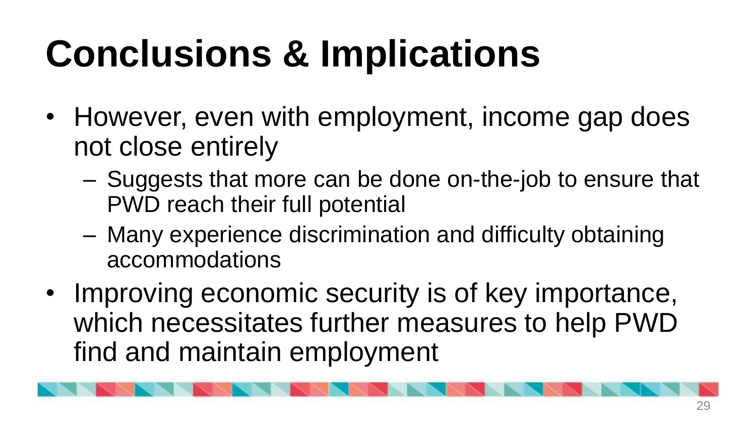# Conclusions & Implications

- However, even with employment, income gap does not close entirely
  - Suggests that more can be done on-the-job to ensure that PWD reach their full potential
  - Many experience discrimination and difficulty obtaining accommodations
- Improving economic security is of key importance, which necessitates further measures to help PWD find and maintain employment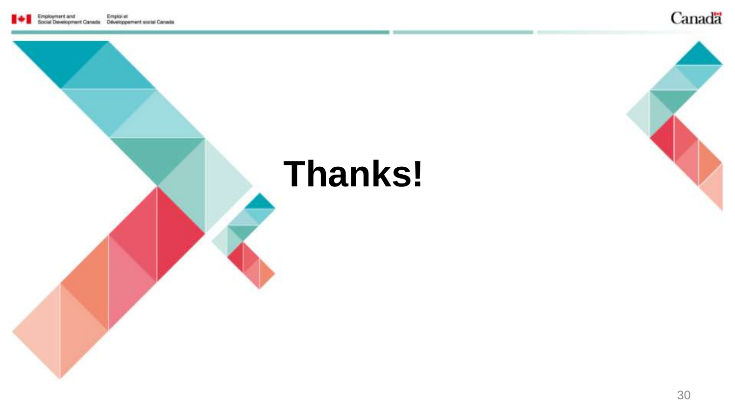# Thanks!